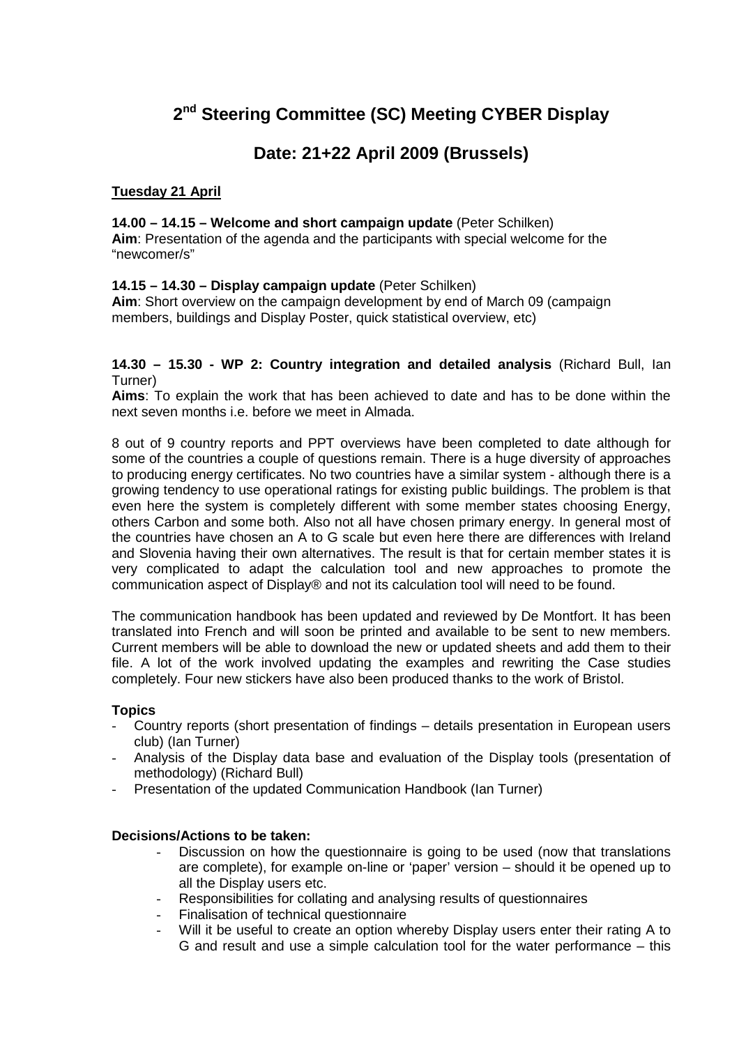# 2nd Steering Committee (SC) Meeting CYBER Display

## Date: 21+22 April 2009 (Brussels)

**Tuesday 21 April**

**14.00 – 14.15 – Welcome and short campaign update** (Peter Schilken)
**Aim**: Presentation of the agenda and the participants with special welcome for the "newcomer/s"

**14.15 – 14.30 – Display campaign update** (Peter Schilken)
**Aim**: Short overview on the campaign development by end of March 09 (campaign members, buildings and Display Poster, quick statistical overview, etc)

**14.30 – 15.30 - WP 2: Country integration and detailed analysis** (Richard Bull, Ian Turner)
**Aims**: To explain the work that has been achieved to date and has to be done within the next seven months i.e. before we meet in Almada.

8 out of 9 country reports and PPT overviews have been completed to date although for some of the countries a couple of questions remain. There is a huge diversity of approaches to producing energy certificates. No two countries have a similar system - although there is a growing tendency to use operational ratings for existing public buildings. The problem is that even here the system is completely different with some member states choosing Energy, others Carbon and some both. Also not all have chosen primary energy. In general most of the countries have chosen an A to G scale but even here there are differences with Ireland and Slovenia having their own alternatives. The result is that for certain member states it is very complicated to adapt the calculation tool and new approaches to promote the communication aspect of Display® and not its calculation tool will need to be found.

The communication handbook has been updated and reviewed by De Montfort. It has been translated into French and will soon be printed and available to be sent to new members. Current members will be able to download the new or updated sheets and add them to their file. A lot of the work involved updating the examples and rewriting the Case studies completely. Four new stickers have also been produced thanks to the work of Bristol.

**Topics**

- Country reports (short presentation of findings – details presentation in European users club) (Ian Turner)
- Analysis of the Display data base and evaluation of the Display tools (presentation of methodology) (Richard Bull)
- Presentation of the updated Communication Handbook (Ian Turner)

**Decisions/Actions to be taken:**

- Discussion on how the questionnaire is going to be used (now that translations are complete), for example on-line or 'paper' version – should it be opened up to all the Display users etc.
- Responsibilities for collating and analysing results of questionnaires
- Finalisation of technical questionnaire
- Will it be useful to create an option whereby Display users enter their rating A to G and result and use a simple calculation tool for the water performance – this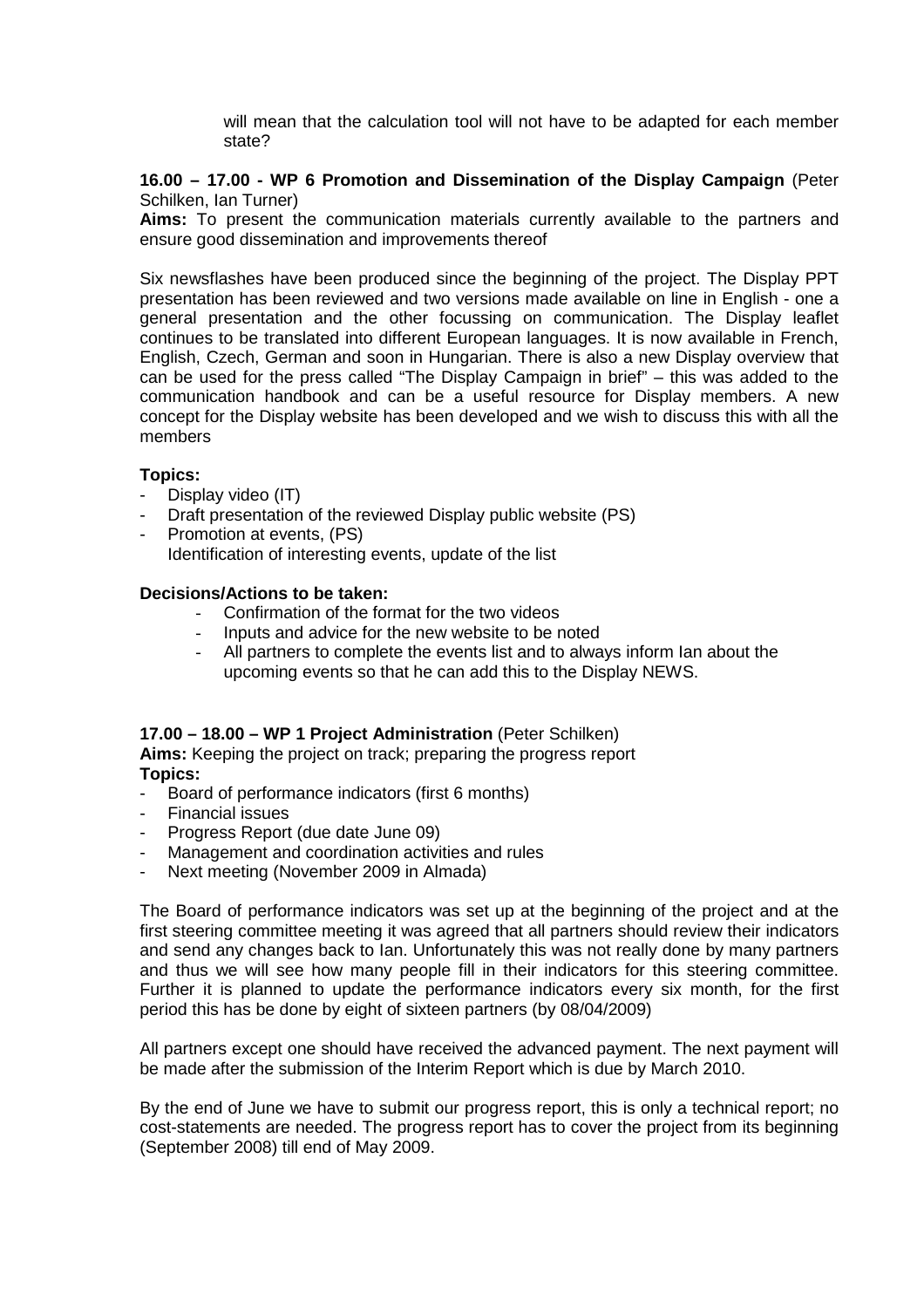will mean that the calculation tool will not have to be adapted for each member state?

**16.00 – 17.00 - WP 6 Promotion and Dissemination of the Display Campaign** (Peter Schilken, Ian Turner)

**Aims:** To present the communication materials currently available to the partners and ensure good dissemination and improvements thereof

Six newsflashes have been produced since the beginning of the project. The Display PPT presentation has been reviewed and two versions made available on line in English - one a general presentation and the other focussing on communication. The Display leaflet continues to be translated into different European languages. It is now available in French, English, Czech, German and soon in Hungarian. There is also a new Display overview that can be used for the press called "The Display Campaign in brief" – this was added to the communication handbook and can be a useful resource for Display members. A new concept for the Display website has been developed and we wish to discuss this with all the members

**Topics:**

- Display video (IT)
- Draft presentation of the reviewed Display public website (PS)
- Promotion at events, (PS)
  Identification of interesting events, update of the list

**Decisions/Actions to be taken:**

- Confirmation of the format for the two videos
- Inputs and advice for the new website to be noted
- All partners to complete the events list and to always inform Ian about the upcoming events so that he can add this to the Display NEWS.

**17.00 – 18.00 – WP 1 Project Administration** (Peter Schilken)

**Aims:** Keeping the project on track; preparing the progress report

**Topics:**

- Board of performance indicators (first 6 months)
- Financial issues
- Progress Report (due date June 09)
- Management and coordination activities and rules
- Next meeting (November 2009 in Almada)

The Board of performance indicators was set up at the beginning of the project and at the first steering committee meeting it was agreed that all partners should review their indicators and send any changes back to Ian. Unfortunately this was not really done by many partners and thus we will see how many people fill in their indicators for this steering committee. Further it is planned to update the performance indicators every six month, for the first period this has be done by eight of sixteen partners (by 08/04/2009)

All partners except one should have received the advanced payment. The next payment will be made after the submission of the Interim Report which is due by March 2010.

By the end of June we have to submit our progress report, this is only a technical report; no cost-statements are needed. The progress report has to cover the project from its beginning (September 2008) till end of May 2009.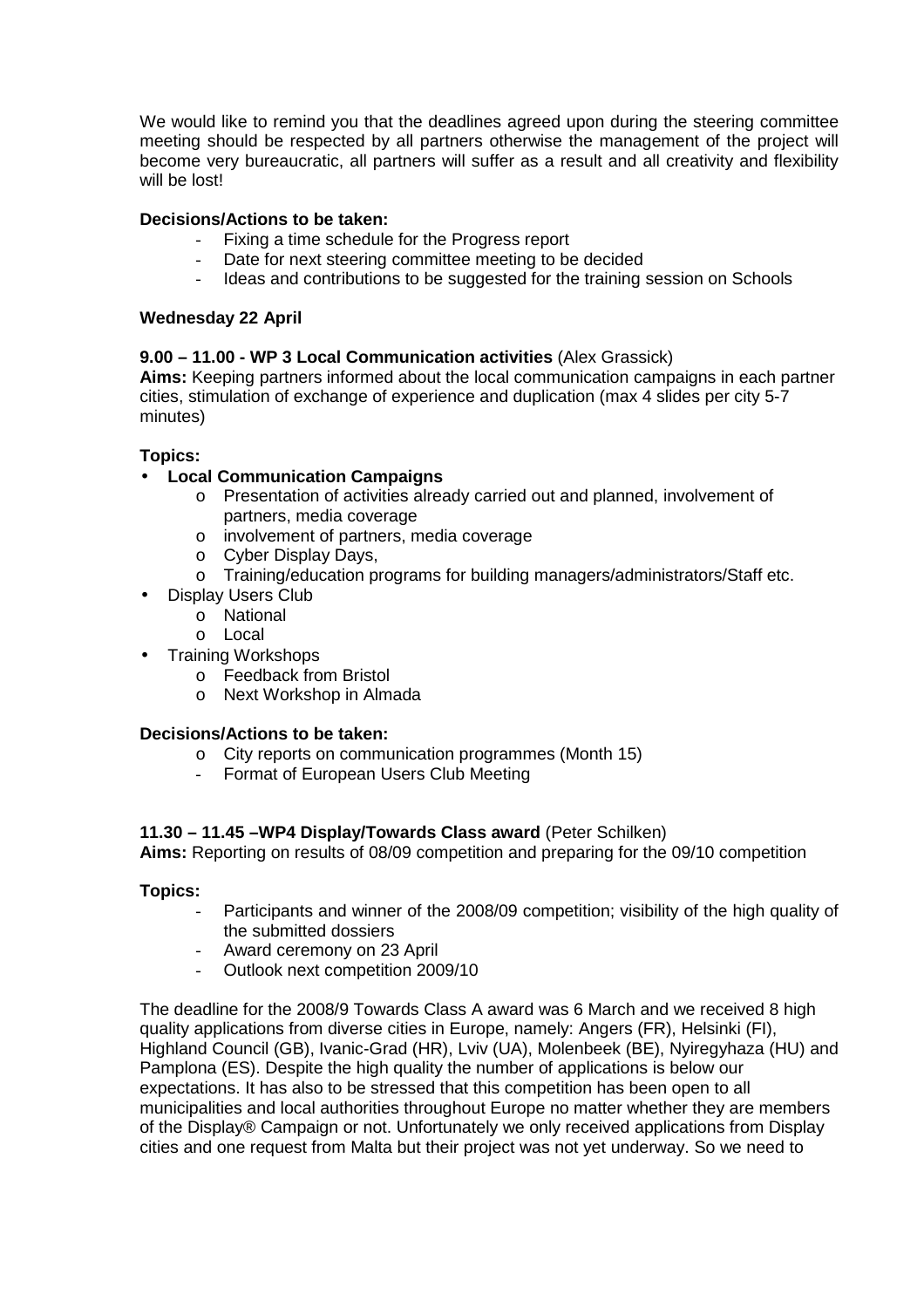We would like to remind you that the deadlines agreed upon during the steering committee meeting should be respected by all partners otherwise the management of the project will become very bureaucratic, all partners will suffer as a result and all creativity and flexibility will be lost!

**Decisions/Actions to be taken:**

- Fixing a time schedule for the Progress report
- Date for next steering committee meeting to be decided
- Ideas and contributions to be suggested for the training session on Schools

**Wednesday 22 April**

**9.00 – 11.00 - WP 3 Local Communication activities** (Alex Grassick)
**Aims:** Keeping partners informed about the local communication campaigns in each partner cities, stimulation of exchange of experience and duplication (max 4 slides per city 5-7 minutes)

**Topics:**

- **Local Communication Campaigns**
  - Presentation of activities already carried out and planned, involvement of partners, media coverage
  - involvement of partners, media coverage
  - Cyber Display Days,
  - Training/education programs for building managers/administrators/Staff etc.
- Display Users Club
  - National
  - Local
- Training Workshops
  - Feedback from Bristol
  - Next Workshop in Almada

**Decisions/Actions to be taken:**

- City reports on communication programmes (Month 15)
- Format of European Users Club Meeting

**11.30 – 11.45 –WP4 Display/Towards Class award** (Peter Schilken)
**Aims:** Reporting on results of 08/09 competition and preparing for the 09/10 competition

**Topics:**

- Participants and winner of the 2008/09 competition; visibility of the high quality of the submitted dossiers
- Award ceremony on 23 April
- Outlook next competition 2009/10

The deadline for the 2008/9 Towards Class A award was 6 March and we received 8 high quality applications from diverse cities in Europe, namely: Angers (FR), Helsinki (FI), Highland Council (GB), Ivanic-Grad (HR), Lviv (UA), Molenbeek (BE), Nyiregyhaza (HU) and Pamplona (ES). Despite the high quality the number of applications is below our expectations. It has also to be stressed that this competition has been open to all municipalities and local authorities throughout Europe no matter whether they are members of the Display® Campaign or not. Unfortunately we only received applications from Display cities and one request from Malta but their project was not yet underway. So we need to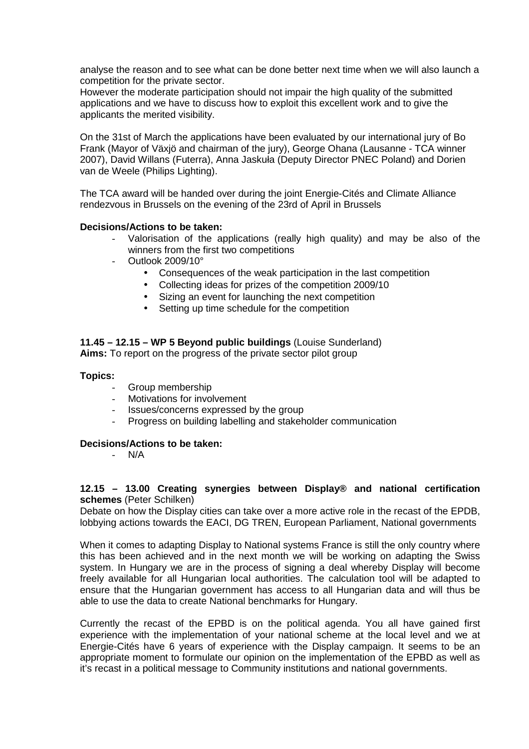analyse the reason and to see what can be done better next time when we will also launch a competition for the private sector.
However the moderate participation should not impair the high quality of the submitted applications and we have to discuss how to exploit this excellent work and to give the applicants the merited visibility.

On the 31st of March the applications have been evaluated by our international jury of Bo Frank (Mayor of Växjö and chairman of the jury), George Ohana (Lausanne - TCA winner 2007), David Willans (Futerra), Anna Jaskuła (Deputy Director PNEC Poland) and Dorien van de Weele (Philips Lighting).

The TCA award will be handed over during the joint Energie-Cités and Climate Alliance rendezvous in Brussels on the evening of the 23rd of April in Brussels

**Decisions/Actions to be taken:**

- Valorisation of the applications (really high quality) and may be also of the winners from the first two competitions
- Outlook 2009/10°
  - Consequences of the weak participation in the last competition
  - Collecting ideas for prizes of the competition 2009/10
  - Sizing an event for launching the next competition
  - Setting up time schedule for the competition

**11.45 – 12.15 – WP 5 Beyond public buildings** (Louise Sunderland)
**Aims:** To report on the progress of the private sector pilot group

**Topics:**

- Group membership
- Motivations for involvement
- Issues/concerns expressed by the group
- Progress on building labelling and stakeholder communication

**Decisions/Actions to be taken:**

- N/A

**12.15 – 13.00 Creating synergies between Display® and national certification schemes** (Peter Schilken)
Debate on how the Display cities can take over a more active role in the recast of the EPDB, lobbying actions towards the EACI, DG TREN, European Parliament, National governments

When it comes to adapting Display to National systems France is still the only country where this has been achieved and in the next month we will be working on adapting the Swiss system. In Hungary we are in the process of signing a deal whereby Display will become freely available for all Hungarian local authorities. The calculation tool will be adapted to ensure that the Hungarian government has access to all Hungarian data and will thus be able to use the data to create National benchmarks for Hungary.

Currently the recast of the EPBD is on the political agenda. You all have gained first experience with the implementation of your national scheme at the local level and we at Energie-Cités have 6 years of experience with the Display campaign. It seems to be an appropriate moment to formulate our opinion on the implementation of the EPBD as well as it's recast in a political message to Community institutions and national governments.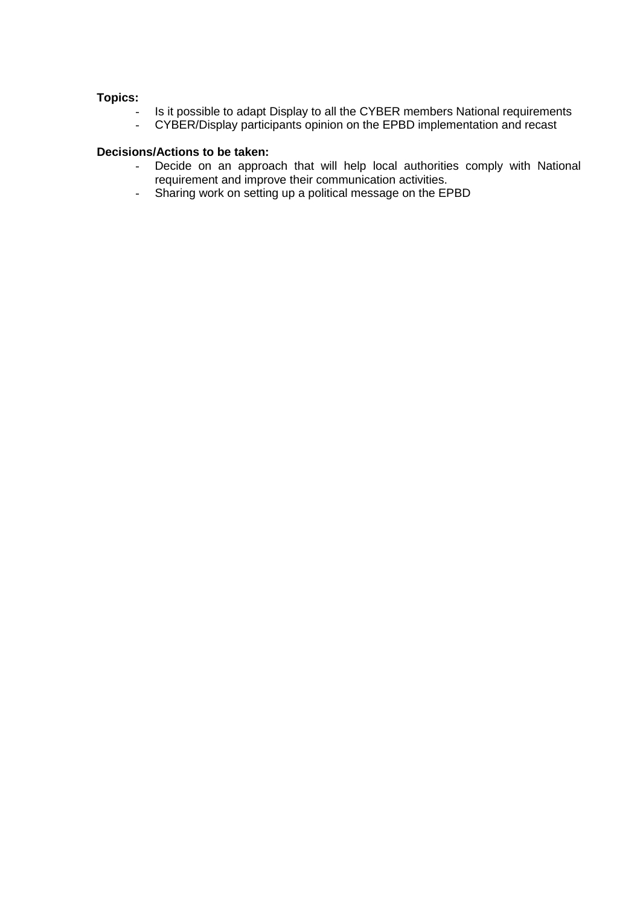**Topics:**

- Is it possible to adapt Display to all the CYBER members National requirements
- CYBER/Display participants opinion on the EPBD implementation and recast

**Decisions/Actions to be taken:**

- Decide on an approach that will help local authorities comply with National requirement and improve their communication activities.
- Sharing work on setting up a political message on the EPBD